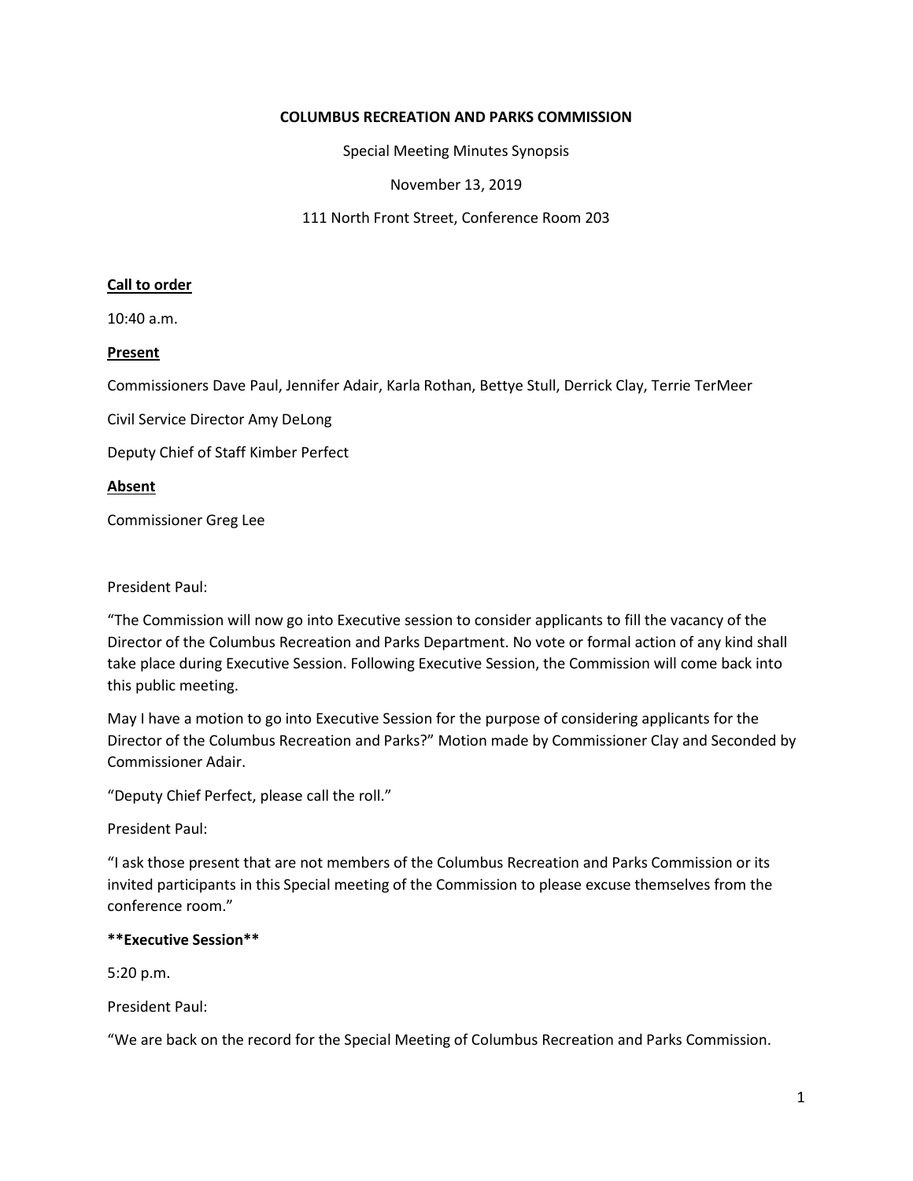**COLUMBUS RECREATION AND PARKS COMMISSION**

Special Meeting Minutes Synopsis

November 13, 2019

111 North Front Street, Conference Room 203

**Call to order**

10:40 a.m.

**Present**

Commissioners Dave Paul, Jennifer Adair, Karla Rothan, Bettye Stull, Derrick Clay, Terrie TerMeer

Civil Service Director Amy DeLong

Deputy Chief of Staff Kimber Perfect

**Absent**

Commissioner Greg Lee

President Paul:

"The Commission will now go into Executive session to consider applicants to fill the vacancy of the Director of the Columbus Recreation and Parks Department. No vote or formal action of any kind shall take place during Executive Session. Following Executive Session, the Commission will come back into this public meeting.

May I have a motion to go into Executive Session for the purpose of considering applicants for the Director of the Columbus Recreation and Parks?" Motion made by Commissioner Clay and Seconded by Commissioner Adair.

"Deputy Chief Perfect, please call the roll."

President Paul:

"I ask those present that are not members of the Columbus Recreation and Parks Commission or its invited participants in this Special meeting of the Commission to please excuse themselves from the conference room."

****Executive Session****

5:20 p.m.

President Paul:

"We are back on the record for the Special Meeting of Columbus Recreation and Parks Commission.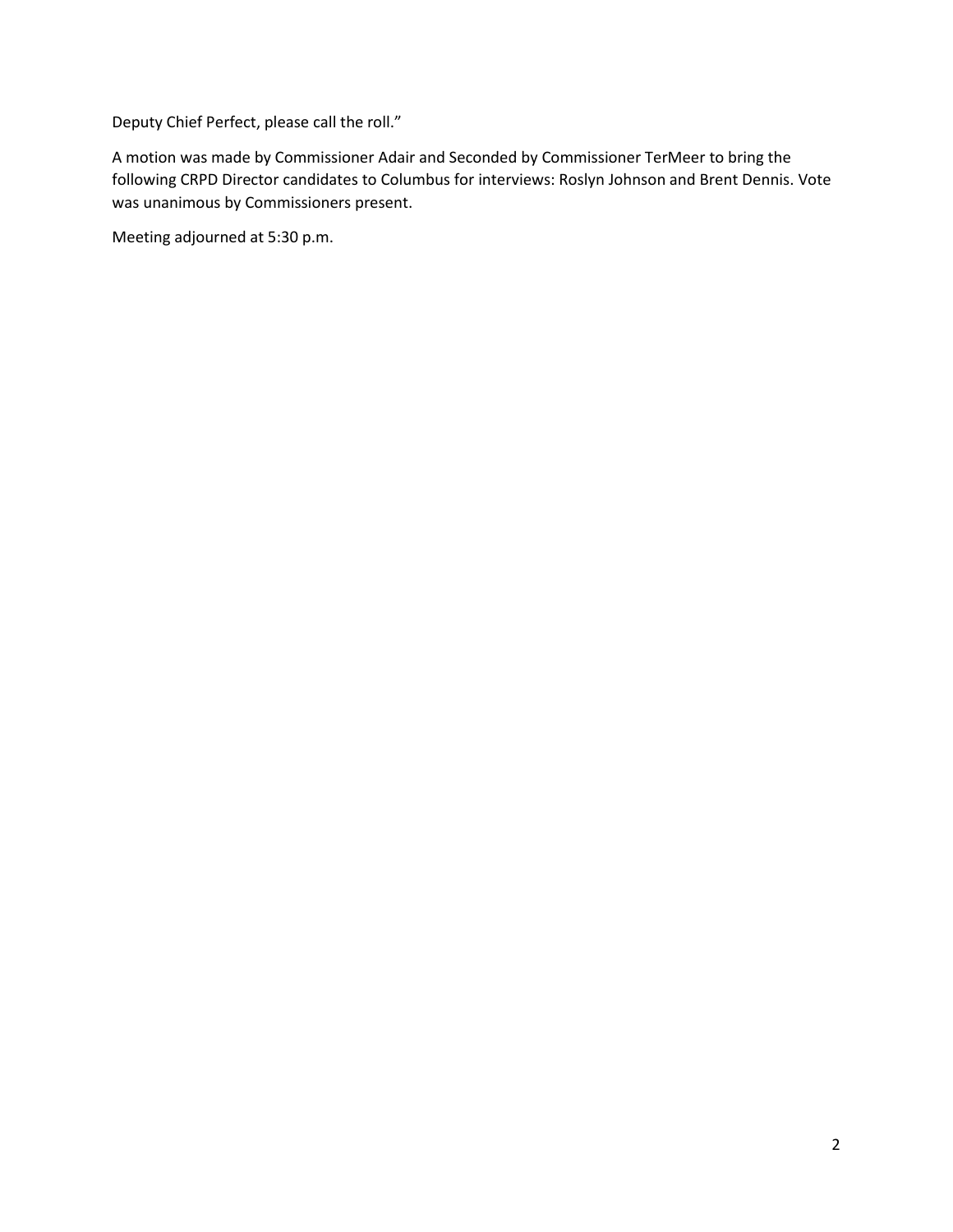Deputy Chief Perfect, please call the roll."

A motion was made by Commissioner Adair and Seconded by Commissioner TerMeer to bring the following CRPD Director candidates to Columbus for interviews: Roslyn Johnson and Brent Dennis. Vote was unanimous by Commissioners present.

Meeting adjourned at 5:30 p.m.